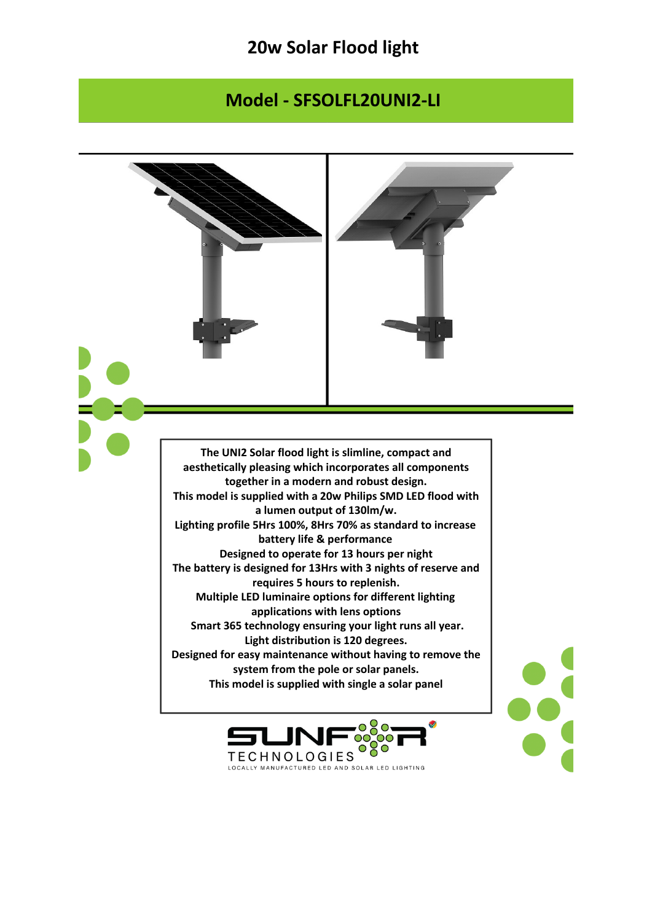# 20w Solar Flood light

## Model - SFSOLFL20UNI2-LI

**The UNI2 Solar flood light is slimline, compact and aesthetically pleasing which incorporates all components together in a modern and robust design.**
**This model is supplied with a 20w Philips SMD LED flood with a lumen output of 130lm/w.**
**Lighting profile 5Hrs 100%, 8Hrs 70% as standard to increase battery life & performance**
**Designed to operate for 13 hours per night**
**The battery is designed for 13Hrs with 3 nights of reserve and requires 5 hours to replenish.**
**Multiple LED luminaire options for different lighting applications with lens options**
**Smart 365 technology ensuring your light runs all year.**
**Light distribution is 120 degrees.**
**Designed for easy maintenance without having to remove the system from the pole or solar panels.**
**This model is supplied with single a solar panel**

SUNFOR TECHNOLOGIES
LOCALLY MANUFACTURED LED AND SOLAR LED LIGHTING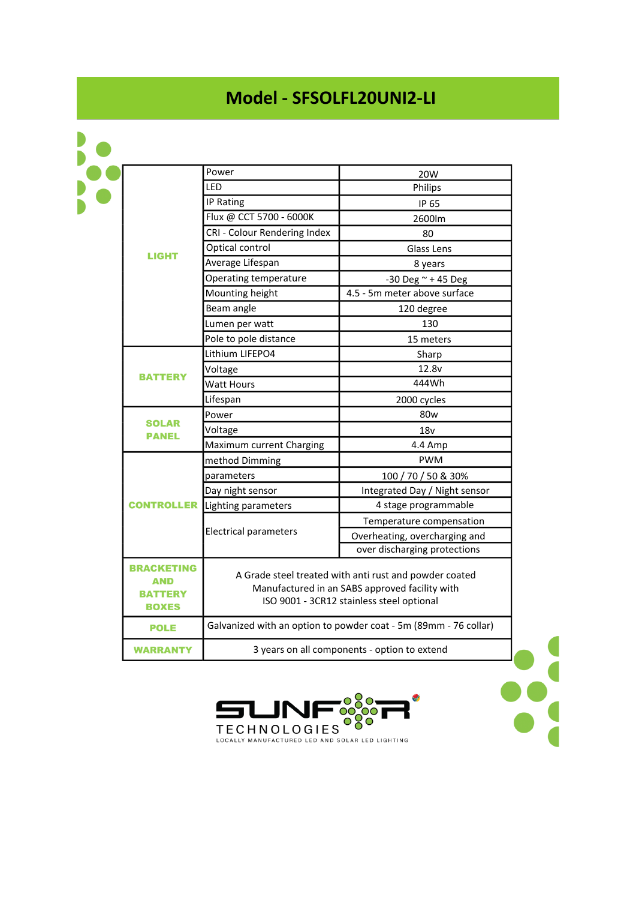# Model - SFSOLFL20UNI2-LI

| | | |
|---|---|---|
| **LIGHT** | Power | 20W |
| | LED | Philips |
| | IP Rating | IP 65 |
| | Flux @ CCT 5700 - 6000K | 2600lm |
| | CRI - Colour Rendering Index | 80 |
| | Optical control | Glass Lens |
| | Average Lifespan | 8 years |
| | Operating temperature | -30 Deg ~ + 45 Deg |
| | Mounting height | 4.5 - 5m meter above surface |
| | Beam angle | 120 degree |
| | Lumen per watt | 130 |
| | Pole to pole distance | 15 meters |
| **BATTERY** | Lithium LIFEPO4 | Sharp |
| | Voltage | 12.8v |
| | Watt Hours | 444Wh |
| | Lifespan | 2000 cycles |
| **SOLAR PANEL** | Power | 80w |
| | Voltage | 18v |
| | Maximum current Charging | 4.4 Amp |
| **CONTROLLER** | method Dimming | PWM |
| | parameters | 100 / 70 / 50 & 30% |
| | Day night sensor | Integrated Day / Night sensor |
| | Lighting parameters | 4 stage programmable |
| | Electrical parameters | Temperature compensation |
| | | Overheating, overcharging and over discharging protections |
| **BRACKETING AND BATTERY BOXES** | A Grade steel treated with anti rust and powder coated Manufactured in an SABS approved facility with ISO 9001 - 3CR12 stainless steel optional | |
| **POLE** | Galvanized with an option to powder coat - 5m (89mm - 76 collar) | |
| **WARRANTY** | 3 years on all components - option to extend | |

SUNFOR TECHNOLOGIES

LOCALLY MANUFACTURED LED AND SOLAR LED LIGHTING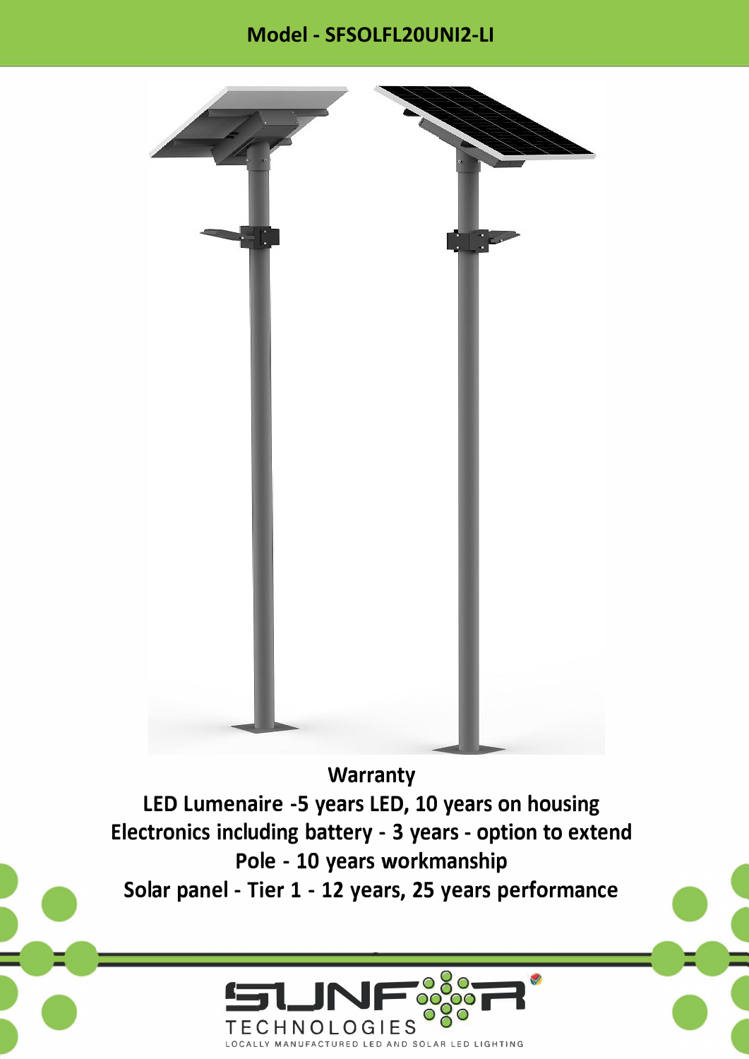## Model - SFSOLFL20UNI2-LI

**Warranty**

**LED Lumenaire -5 years LED, 10 years on housing**

**Electronics including battery - 3 years - option to extend**

**Pole - 10 years workmanship**

**Solar panel - Tier 1 - 12 years, 25 years performance**

SUNFOR TECHNOLOGIES

LOCALLY MANUFACTURED LED AND SOLAR LED LIGHTING